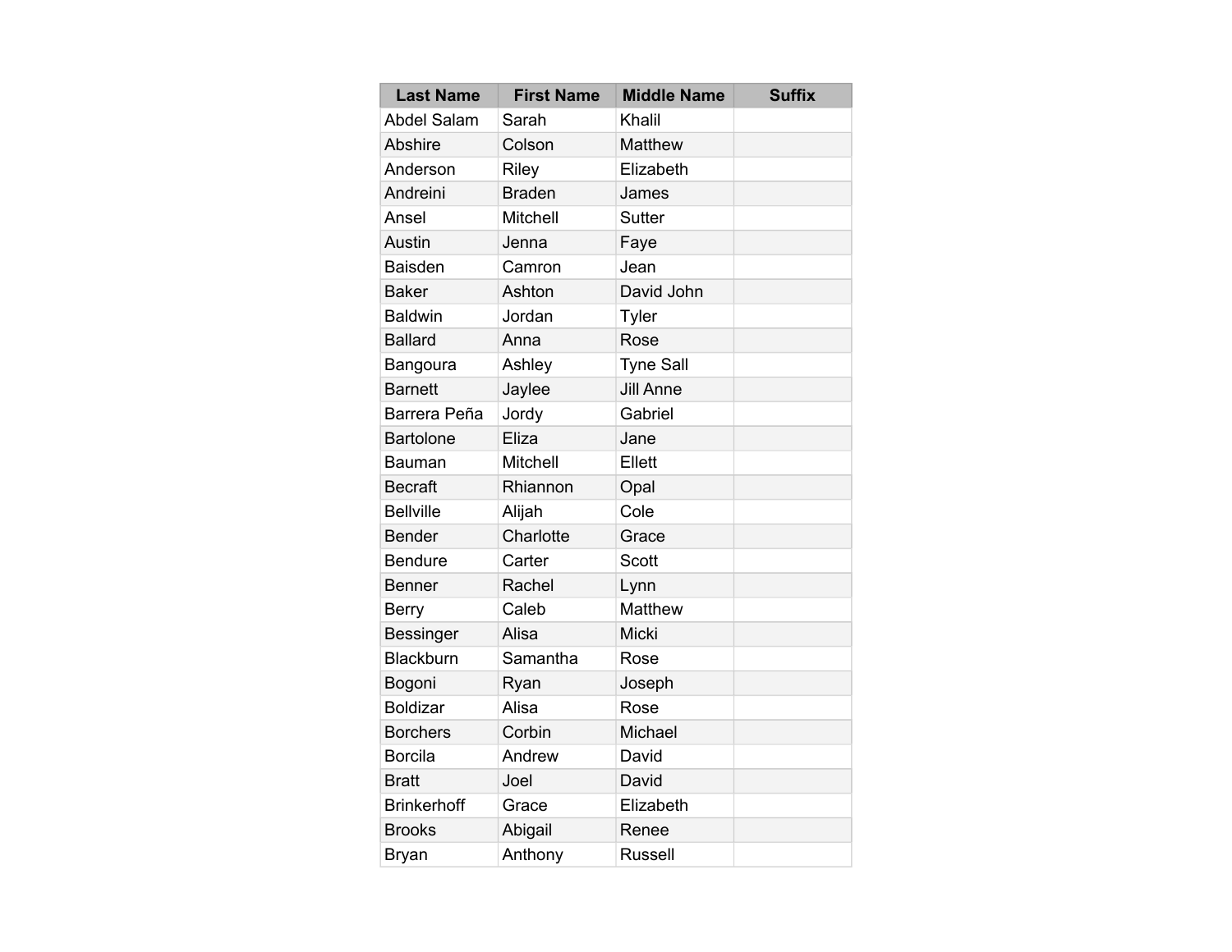| Last Name | First Name | Middle Name | Suffix |
| --- | --- | --- | --- |
| Abdel Salam | Sarah | Khalil | |
| Abshire | Colson | Matthew | |
| Anderson | Riley | Elizabeth | |
| Andreini | Braden | James | |
| Ansel | Mitchell | Sutter | |
| Austin | Jenna | Faye | |
| Baisden | Camron | Jean | |
| Baker | Ashton | David John | |
| Baldwin | Jordan | Tyler | |
| Ballard | Anna | Rose | |
| Bangoura | Ashley | Tyne Sall | |
| Barnett | Jaylee | Jill Anne | |
| Barrera Peña | Jordy | Gabriel | |
| Bartolone | Eliza | Jane | |
| Bauman | Mitchell | Ellett | |
| Becraft | Rhiannon | Opal | |
| Bellville | Alijah | Cole | |
| Bender | Charlotte | Grace | |
| Bendure | Carter | Scott | |
| Benner | Rachel | Lynn | |
| Berry | Caleb | Matthew | |
| Bessinger | Alisa | Micki | |
| Blackburn | Samantha | Rose | |
| Bogoni | Ryan | Joseph | |
| Boldizar | Alisa | Rose | |
| Borchers | Corbin | Michael | |
| Borcila | Andrew | David | |
| Bratt | Joel | David | |
| Brinkerhoff | Grace | Elizabeth | |
| Brooks | Abigail | Renee | |
| Bryan | Anthony | Russell | |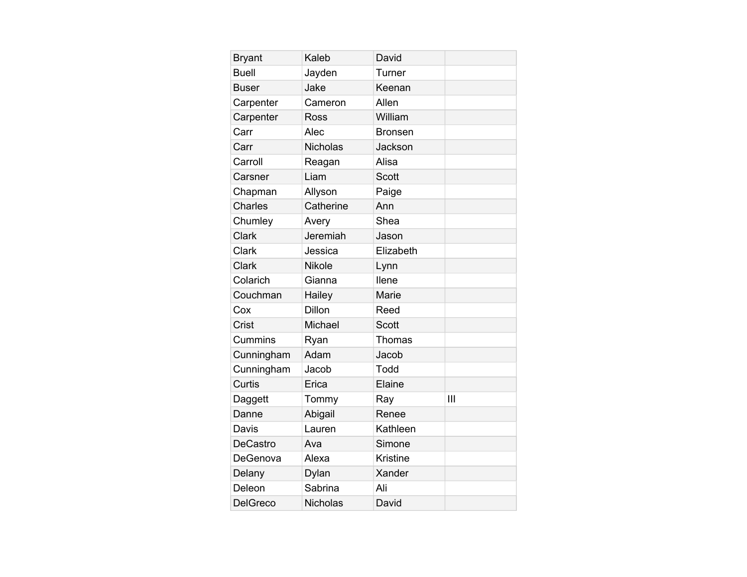| | | | |
|---|---|---|---|
| Bryant | Kaleb | David | |
| Buell | Jayden | Turner | |
| Buser | Jake | Keenan | |
| Carpenter | Cameron | Allen | |
| Carpenter | Ross | William | |
| Carr | Alec | Bronsen | |
| Carr | Nicholas | Jackson | |
| Carroll | Reagan | Alisa | |
| Carsner | Liam | Scott | |
| Chapman | Allyson | Paige | |
| Charles | Catherine | Ann | |
| Chumley | Avery | Shea | |
| Clark | Jeremiah | Jason | |
| Clark | Jessica | Elizabeth | |
| Clark | Nikole | Lynn | |
| Colarich | Gianna | Ilene | |
| Couchman | Hailey | Marie | |
| Cox | Dillon | Reed | |
| Crist | Michael | Scott | |
| Cummins | Ryan | Thomas | |
| Cunningham | Adam | Jacob | |
| Cunningham | Jacob | Todd | |
| Curtis | Erica | Elaine | |
| Daggett | Tommy | Ray | III |
| Danne | Abigail | Renee | |
| Davis | Lauren | Kathleen | |
| DeCastro | Ava | Simone | |
| DeGenova | Alexa | Kristine | |
| Delany | Dylan | Xander | |
| Deleon | Sabrina | Ali | |
| DelGreco | Nicholas | David | |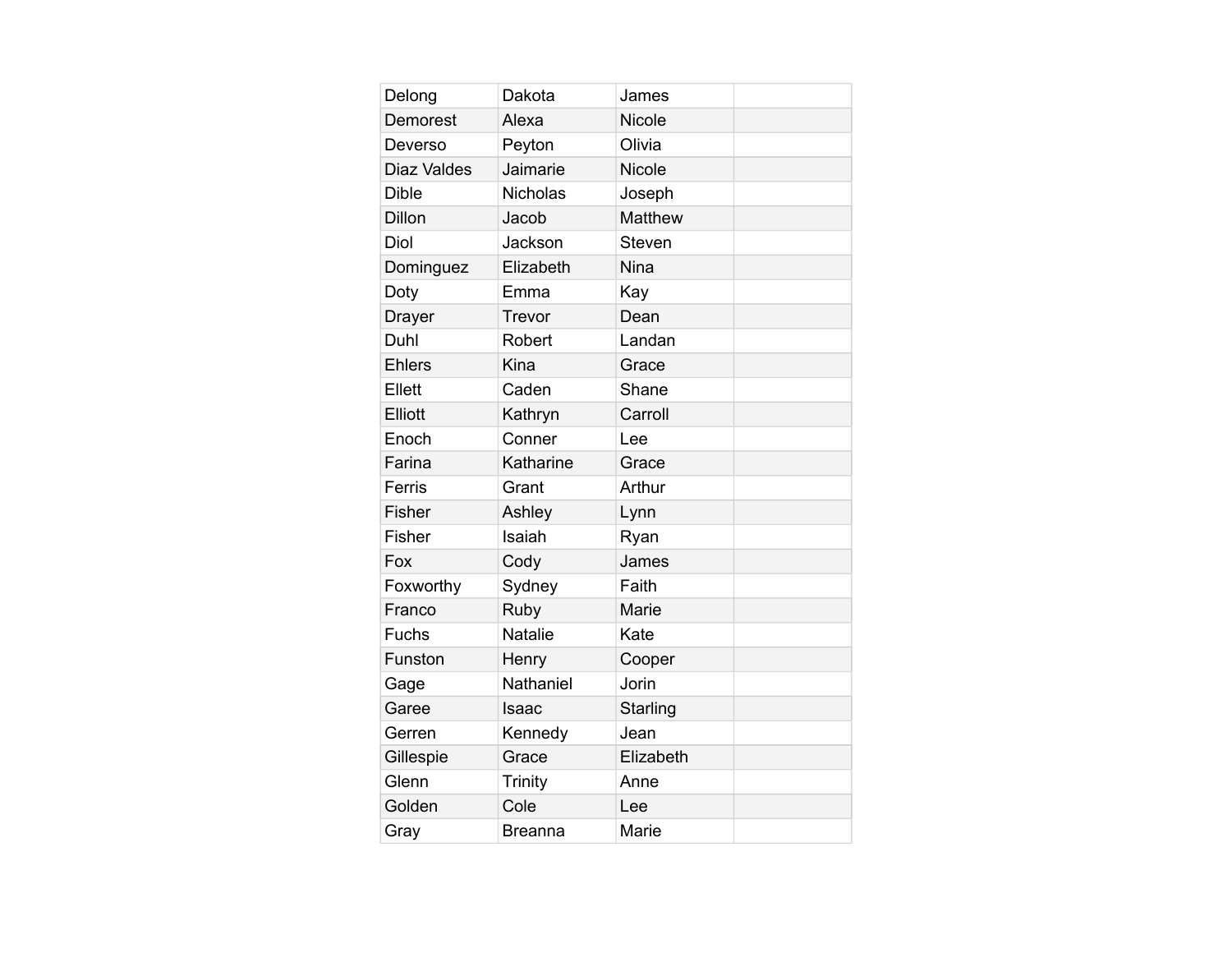| | | | |
|---|---|---|---|
| Delong | Dakota | James | |
| Demorest | Alexa | Nicole | |
| Deverso | Peyton | Olivia | |
| Diaz Valdes | Jaimarie | Nicole | |
| Dible | Nicholas | Joseph | |
| Dillon | Jacob | Matthew | |
| Diol | Jackson | Steven | |
| Dominguez | Elizabeth | Nina | |
| Doty | Emma | Kay | |
| Drayer | Trevor | Dean | |
| Duhl | Robert | Landan | |
| Ehlers | Kina | Grace | |
| Ellett | Caden | Shane | |
| Elliott | Kathryn | Carroll | |
| Enoch | Conner | Lee | |
| Farina | Katharine | Grace | |
| Ferris | Grant | Arthur | |
| Fisher | Ashley | Lynn | |
| Fisher | Isaiah | Ryan | |
| Fox | Cody | James | |
| Foxworthy | Sydney | Faith | |
| Franco | Ruby | Marie | |
| Fuchs | Natalie | Kate | |
| Funston | Henry | Cooper | |
| Gage | Nathaniel | Jorin | |
| Garee | Isaac | Starling | |
| Gerren | Kennedy | Jean | |
| Gillespie | Grace | Elizabeth | |
| Glenn | Trinity | Anne | |
| Golden | Cole | Lee | |
| Gray | Breanna | Marie | |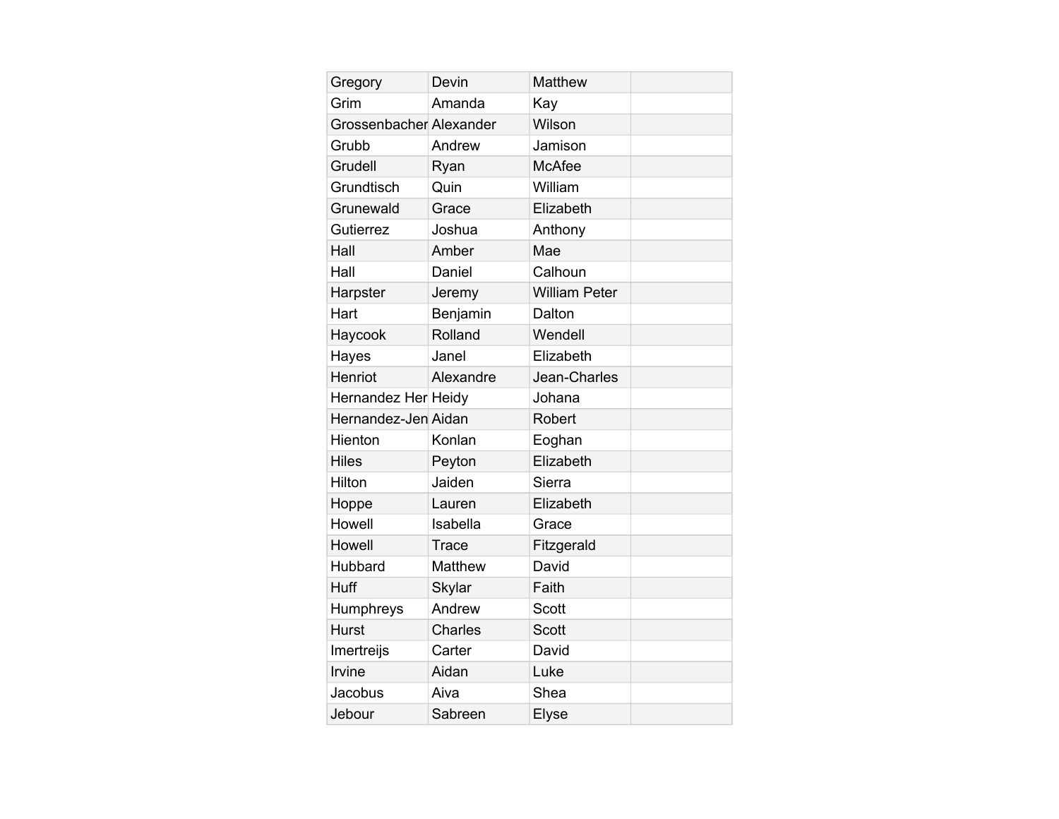| Gregory | Devin | Matthew | |
|---|---|---|---|
| Grim | Amanda | Kay | |
| Grossenbacher | Alexander | Wilson | |
| Grubb | Andrew | Jamison | |
| Grudell | Ryan | McAfee | |
| Grundtisch | Quin | William | |
| Grunewald | Grace | Elizabeth | |
| Gutierrez | Joshua | Anthony | |
| Hall | Amber | Mae | |
| Hall | Daniel | Calhoun | |
| Harpster | Jeremy | William Peter | |
| Hart | Benjamin | Dalton | |
| Haycook | Rolland | Wendell | |
| Hayes | Janel | Elizabeth | |
| Henriot | Alexandre | Jean-Charles | |
| Hernandez Her | Heidy | Johana | |
| Hernandez-Jen | Aidan | Robert | |
| Hienton | Konlan | Eoghan | |
| Hiles | Peyton | Elizabeth | |
| Hilton | Jaiden | Sierra | |
| Hoppe | Lauren | Elizabeth | |
| Howell | Isabella | Grace | |
| Howell | Trace | Fitzgerald | |
| Hubbard | Matthew | David | |
| Huff | Skylar | Faith | |
| Humphreys | Andrew | Scott | |
| Hurst | Charles | Scott | |
| Imertreijs | Carter | David | |
| Irvine | Aidan | Luke | |
| Jacobus | Aiva | Shea | |
| Jebour | Sabreen | Elyse | |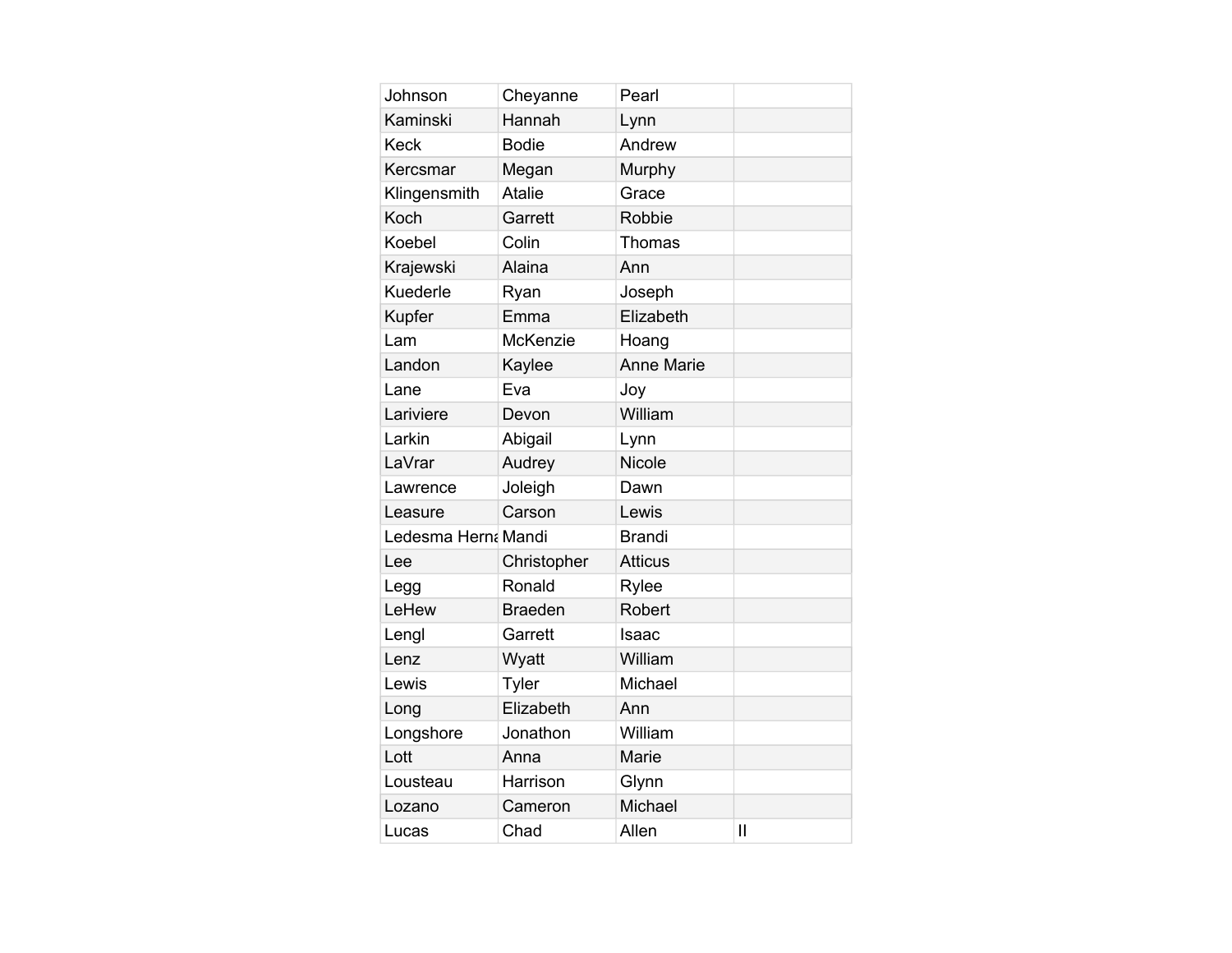| | | | |
|---|---|---|---|
| Johnson | Cheyanne | Pearl | |
| Kaminski | Hannah | Lynn | |
| Keck | Bodie | Andrew | |
| Kercsmar | Megan | Murphy | |
| Klingensmith | Atalie | Grace | |
| Koch | Garrett | Robbie | |
| Koebel | Colin | Thomas | |
| Krajewski | Alaina | Ann | |
| Kuederle | Ryan | Joseph | |
| Kupfer | Emma | Elizabeth | |
| Lam | McKenzie | Hoang | |
| Landon | Kaylee | Anne Marie | |
| Lane | Eva | Joy | |
| Lariviere | Devon | William | |
| Larkin | Abigail | Lynn | |
| LaVrar | Audrey | Nicole | |
| Lawrence | Joleigh | Dawn | |
| Leasure | Carson | Lewis | |
| Ledesma Herna | Mandi | Brandi | |
| Lee | Christopher | Atticus | |
| Legg | Ronald | Rylee | |
| LeHew | Braeden | Robert | |
| Lengl | Garrett | Isaac | |
| Lenz | Wyatt | William | |
| Lewis | Tyler | Michael | |
| Long | Elizabeth | Ann | |
| Longshore | Jonathon | William | |
| Lott | Anna | Marie | |
| Lousteau | Harrison | Glynn | |
| Lozano | Cameron | Michael | |
| Lucas | Chad | Allen | II |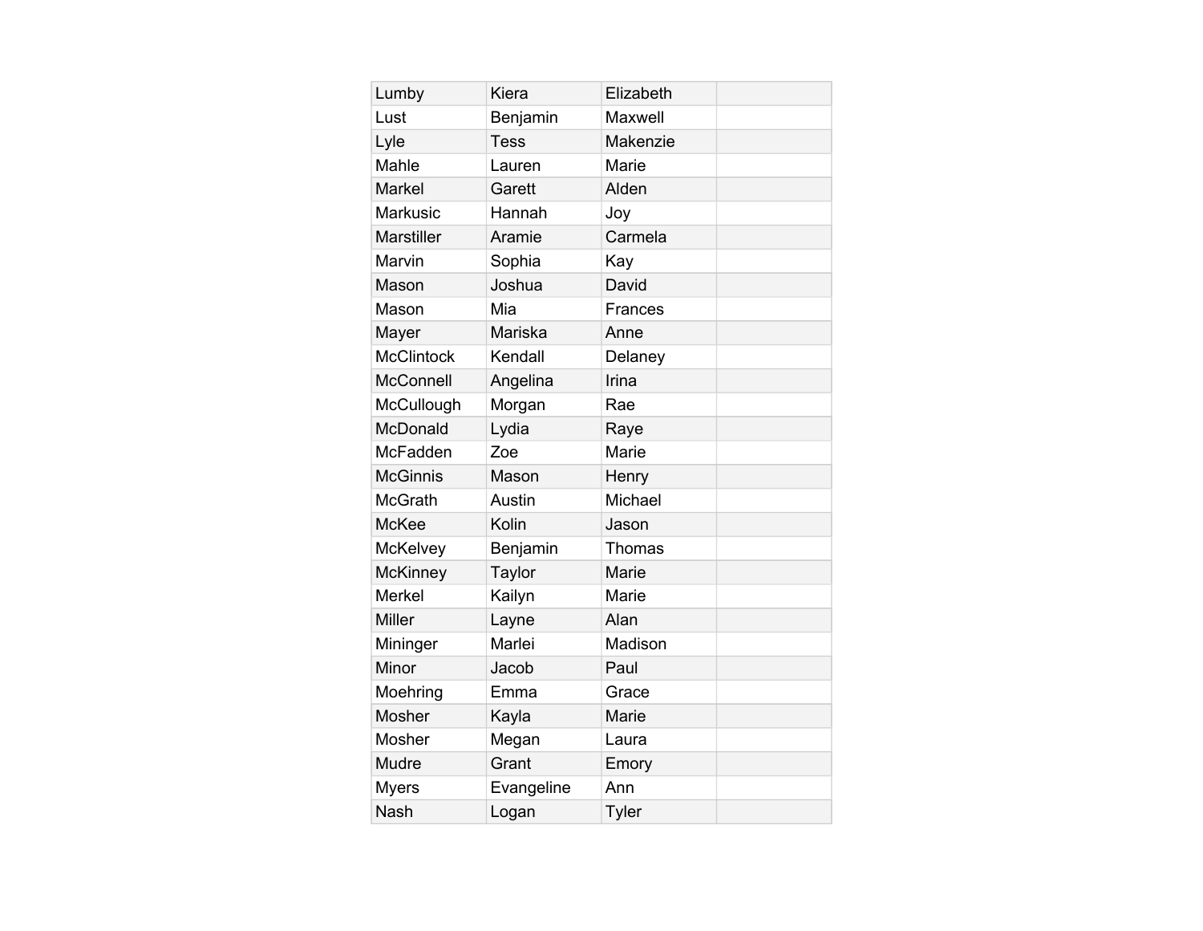| Lumby | Kiera | Elizabeth | |
|---|---|---|---|
| Lust | Benjamin | Maxwell | |
| Lyle | Tess | Makenzie | |
| Mahle | Lauren | Marie | |
| Markel | Garett | Alden | |
| Markusic | Hannah | Joy | |
| Marstiller | Aramie | Carmela | |
| Marvin | Sophia | Kay | |
| Mason | Joshua | David | |
| Mason | Mia | Frances | |
| Mayer | Mariska | Anne | |
| McClintock | Kendall | Delaney | |
| McConnell | Angelina | Irina | |
| McCullough | Morgan | Rae | |
| McDonald | Lydia | Raye | |
| McFadden | Zoe | Marie | |
| McGinnis | Mason | Henry | |
| McGrath | Austin | Michael | |
| McKee | Kolin | Jason | |
| McKelvey | Benjamin | Thomas | |
| McKinney | Taylor | Marie | |
| Merkel | Kailyn | Marie | |
| Miller | Layne | Alan | |
| Mininger | Marlei | Madison | |
| Minor | Jacob | Paul | |
| Moehring | Emma | Grace | |
| Mosher | Kayla | Marie | |
| Mosher | Megan | Laura | |
| Mudre | Grant | Emory | |
| Myers | Evangeline | Ann | |
| Nash | Logan | Tyler | |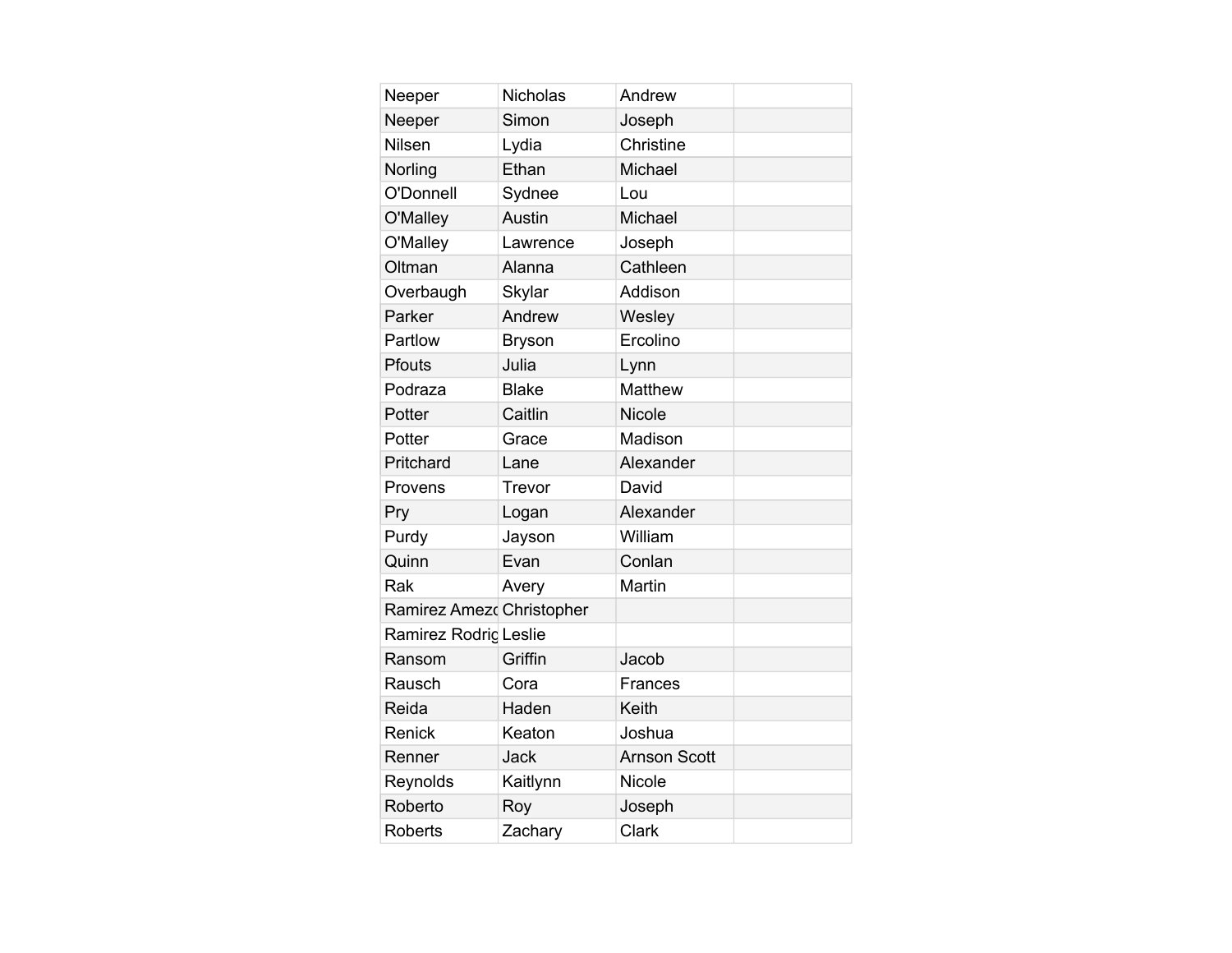| Neeper | Nicholas | Andrew | |
|---|---|---|---|
| Neeper | Simon | Joseph | |
| Nilsen | Lydia | Christine | |
| Norling | Ethan | Michael | |
| O'Donnell | Sydnee | Lou | |
| O'Malley | Austin | Michael | |
| O'Malley | Lawrence | Joseph | |
| Oltman | Alanna | Cathleen | |
| Overbaugh | Skylar | Addison | |
| Parker | Andrew | Wesley | |
| Partlow | Bryson | Ercolino | |
| Pfouts | Julia | Lynn | |
| Podraza | Blake | Matthew | |
| Potter | Caitlin | Nicole | |
| Potter | Grace | Madison | |
| Pritchard | Lane | Alexander | |
| Provens | Trevor | David | |
| Pry | Logan | Alexander | |
| Purdy | Jayson | William | |
| Quinn | Evan | Conlan | |
| Rak | Avery | Martin | |
| Ramirez Amezc | Christopher | | |
| Ramirez Rodrig | Leslie | | |
| Ransom | Griffin | Jacob | |
| Rausch | Cora | Frances | |
| Reida | Haden | Keith | |
| Renick | Keaton | Joshua | |
| Renner | Jack | Arnson Scott | |
| Reynolds | Kaitlynn | Nicole | |
| Roberto | Roy | Joseph | |
| Roberts | Zachary | Clark | |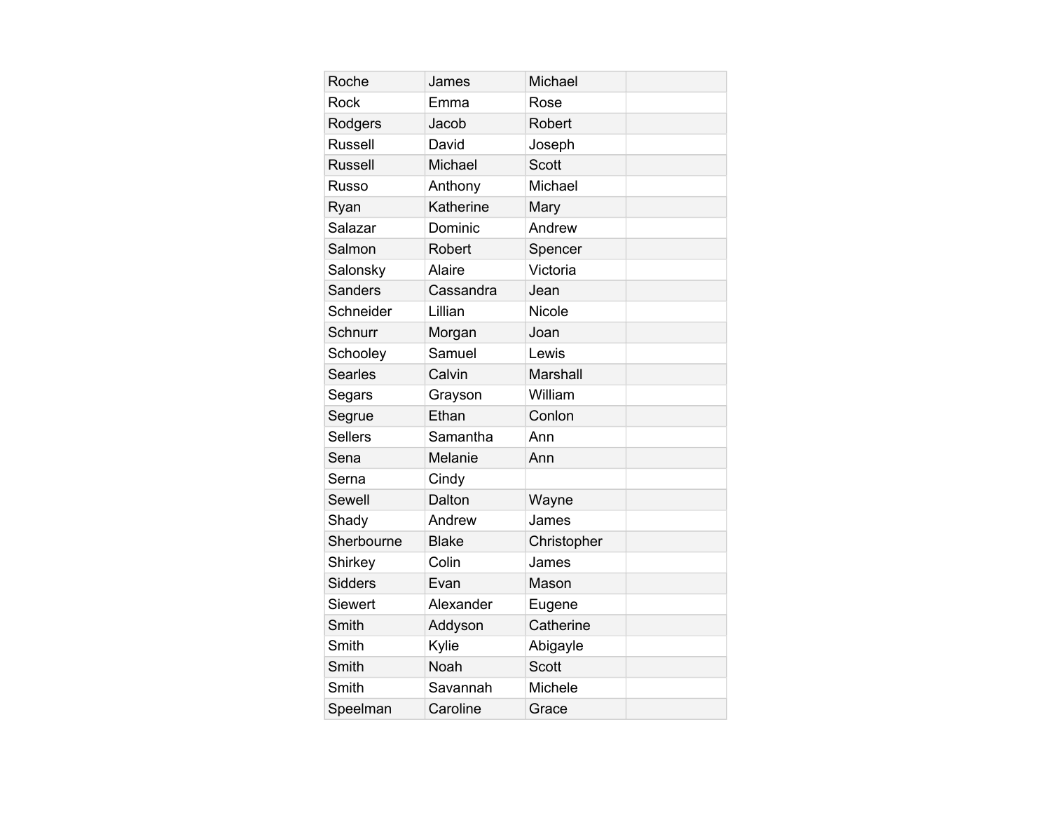| | | | |
|---|---|---|---|
| Roche | James | Michael | |
| Rock | Emma | Rose | |
| Rodgers | Jacob | Robert | |
| Russell | David | Joseph | |
| Russell | Michael | Scott | |
| Russo | Anthony | Michael | |
| Ryan | Katherine | Mary | |
| Salazar | Dominic | Andrew | |
| Salmon | Robert | Spencer | |
| Salonsky | Alaire | Victoria | |
| Sanders | Cassandra | Jean | |
| Schneider | Lillian | Nicole | |
| Schnurr | Morgan | Joan | |
| Schooley | Samuel | Lewis | |
| Searles | Calvin | Marshall | |
| Segars | Grayson | William | |
| Segrue | Ethan | Conlon | |
| Sellers | Samantha | Ann | |
| Sena | Melanie | Ann | |
| Serna | Cindy | | |
| Sewell | Dalton | Wayne | |
| Shady | Andrew | James | |
| Sherbourne | Blake | Christopher | |
| Shirkey | Colin | James | |
| Sidders | Evan | Mason | |
| Siewert | Alexander | Eugene | |
| Smith | Addyson | Catherine | |
| Smith | Kylie | Abigayle | |
| Smith | Noah | Scott | |
| Smith | Savannah | Michele | |
| Speelman | Caroline | Grace | |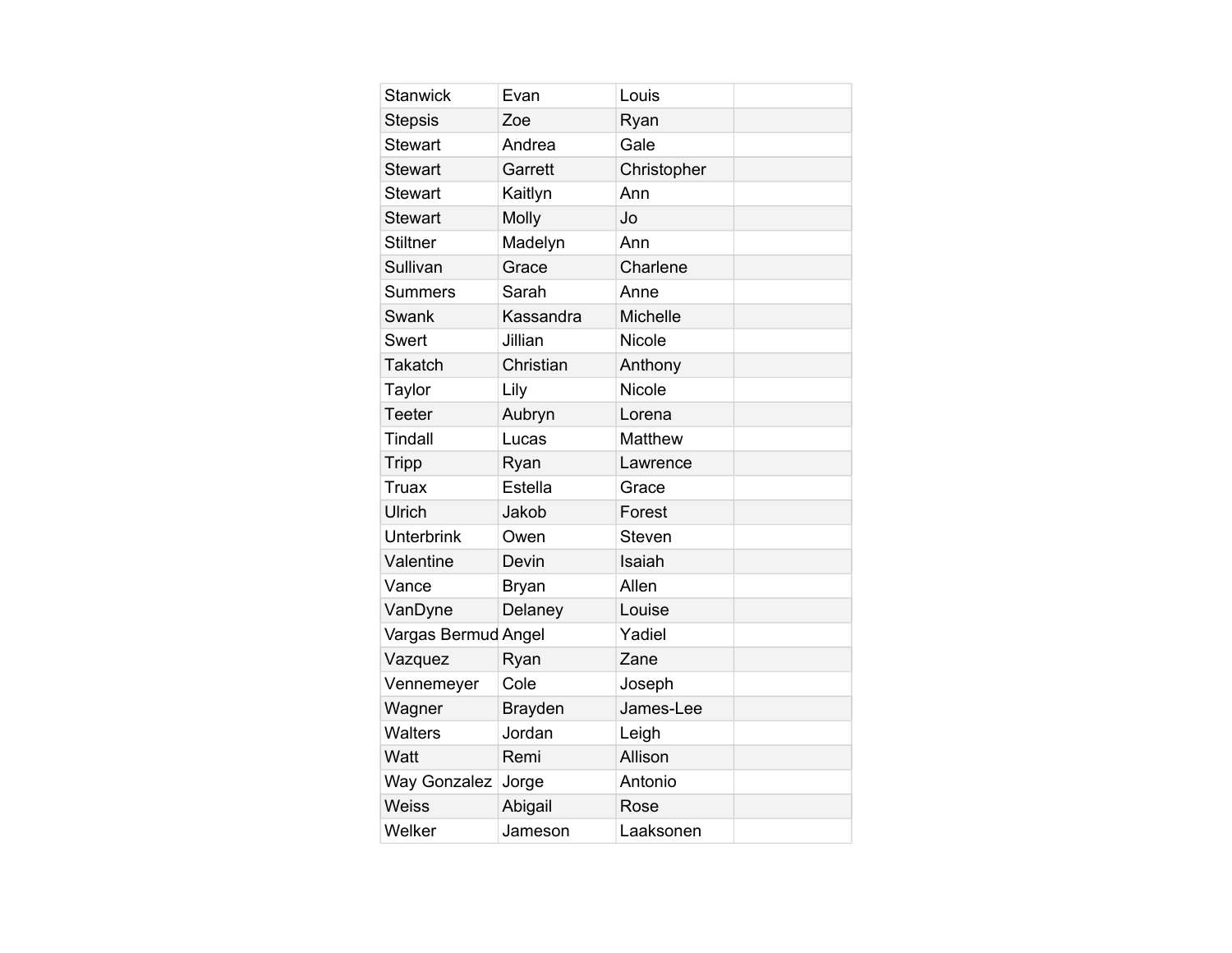| | | | |
|---|---|---|---|
| Stanwick | Evan | Louis | |
| Stepsis | Zoe | Ryan | |
| Stewart | Andrea | Gale | |
| Stewart | Garrett | Christopher | |
| Stewart | Kaitlyn | Ann | |
| Stewart | Molly | Jo | |
| Stiltner | Madelyn | Ann | |
| Sullivan | Grace | Charlene | |
| Summers | Sarah | Anne | |
| Swank | Kassandra | Michelle | |
| Swert | Jillian | Nicole | |
| Takatch | Christian | Anthony | |
| Taylor | Lily | Nicole | |
| Teeter | Aubryn | Lorena | |
| Tindall | Lucas | Matthew | |
| Tripp | Ryan | Lawrence | |
| Truax | Estella | Grace | |
| Ulrich | Jakob | Forest | |
| Unterbrink | Owen | Steven | |
| Valentine | Devin | Isaiah | |
| Vance | Bryan | Allen | |
| VanDyne | Delaney | Louise | |
| Vargas Bermud | Angel | Yadiel | |
| Vazquez | Ryan | Zane | |
| Vennemeyer | Cole | Joseph | |
| Wagner | Brayden | James-Lee | |
| Walters | Jordan | Leigh | |
| Watt | Remi | Allison | |
| Way Gonzalez | Jorge | Antonio | |
| Weiss | Abigail | Rose | |
| Welker | Jameson | Laaksonen | |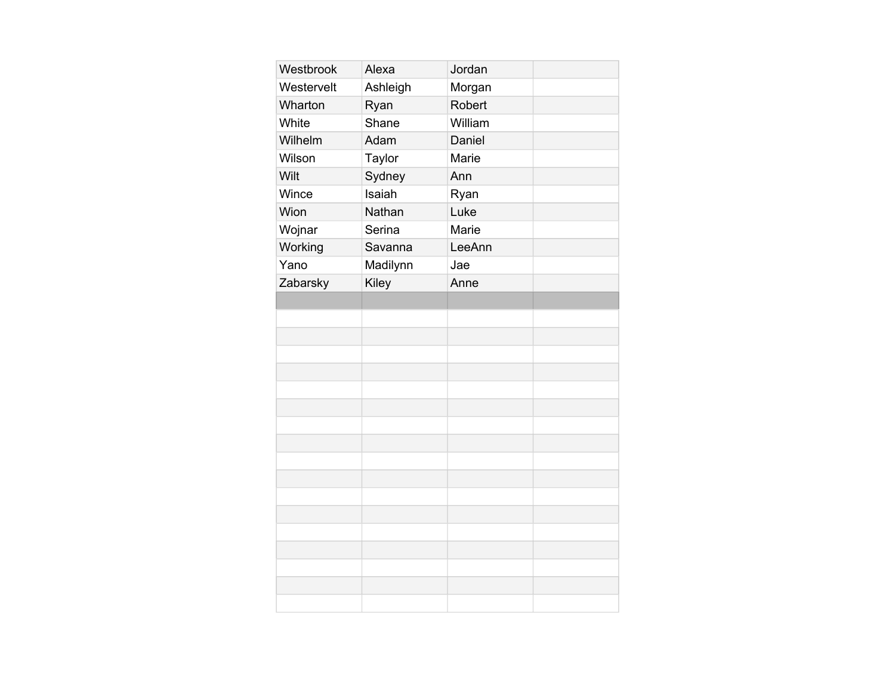| | | | |
|---|---|---|---|
| Westbrook | Alexa | Jordan | |
| Westervelt | Ashleigh | Morgan | |
| Wharton | Ryan | Robert | |
| White | Shane | William | |
| Wilhelm | Adam | Daniel | |
| Wilson | Taylor | Marie | |
| Wilt | Sydney | Ann | |
| Wince | Isaiah | Ryan | |
| Wion | Nathan | Luke | |
| Wojnar | Serina | Marie | |
| Working | Savanna | LeeAnn | |
| Yano | Madilynn | Jae | |
| Zabarsky | Kiley | Anne | |